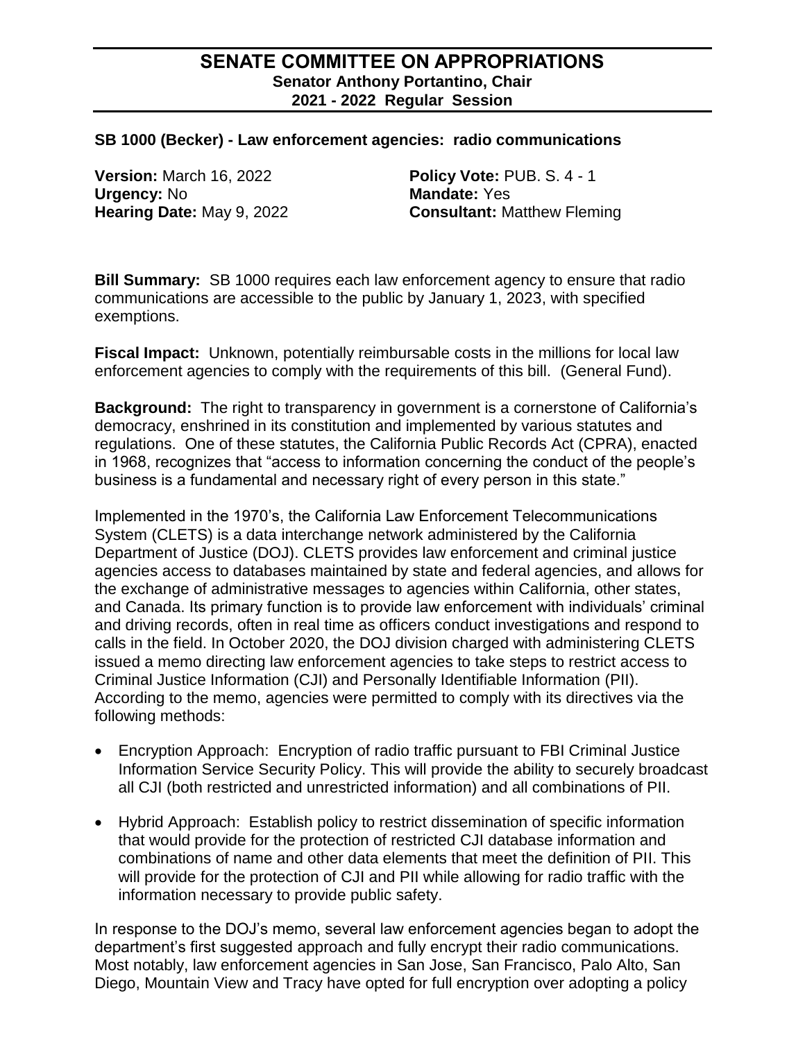# SENATE COMMITTEE ON APPROPRIATIONS

**Senator Anthony Portantino, Chair**
**2021 - 2022 Regular Session**

## SB 1000 (Becker) - Law enforcement agencies: radio communications

**Version:** March 16, 2022
**Policy Vote:** PUB. S. 4 - 1
**Urgency:** No
**Mandate:** Yes
**Hearing Date:** May 9, 2022
**Consultant:** Matthew Fleming

**Bill Summary:** SB 1000 requires each law enforcement agency to ensure that radio communications are accessible to the public by January 1, 2023, with specified exemptions.

**Fiscal Impact:** Unknown, potentially reimbursable costs in the millions for local law enforcement agencies to comply with the requirements of this bill. (General Fund).

**Background:** The right to transparency in government is a cornerstone of California's democracy, enshrined in its constitution and implemented by various statutes and regulations. One of these statutes, the California Public Records Act (CPRA), enacted in 1968, recognizes that "access to information concerning the conduct of the people's business is a fundamental and necessary right of every person in this state."

Implemented in the 1970's, the California Law Enforcement Telecommunications System (CLETS) is a data interchange network administered by the California Department of Justice (DOJ). CLETS provides law enforcement and criminal justice agencies access to databases maintained by state and federal agencies, and allows for the exchange of administrative messages to agencies within California, other states, and Canada. Its primary function is to provide law enforcement with individuals' criminal and driving records, often in real time as officers conduct investigations and respond to calls in the field. In October 2020, the DOJ division charged with administering CLETS issued a memo directing law enforcement agencies to take steps to restrict access to Criminal Justice Information (CJI) and Personally Identifiable Information (PII). According to the memo, agencies were permitted to comply with its directives via the following methods:

- Encryption Approach: Encryption of radio traffic pursuant to FBI Criminal Justice Information Service Security Policy. This will provide the ability to securely broadcast all CJI (both restricted and unrestricted information) and all combinations of PII.
- Hybrid Approach: Establish policy to restrict dissemination of specific information that would provide for the protection of restricted CJI database information and combinations of name and other data elements that meet the definition of PII. This will provide for the protection of CJI and PII while allowing for radio traffic with the information necessary to provide public safety.

In response to the DOJ's memo, several law enforcement agencies began to adopt the department's first suggested approach and fully encrypt their radio communications. Most notably, law enforcement agencies in San Jose, San Francisco, Palo Alto, San Diego, Mountain View and Tracy have opted for full encryption over adopting a policy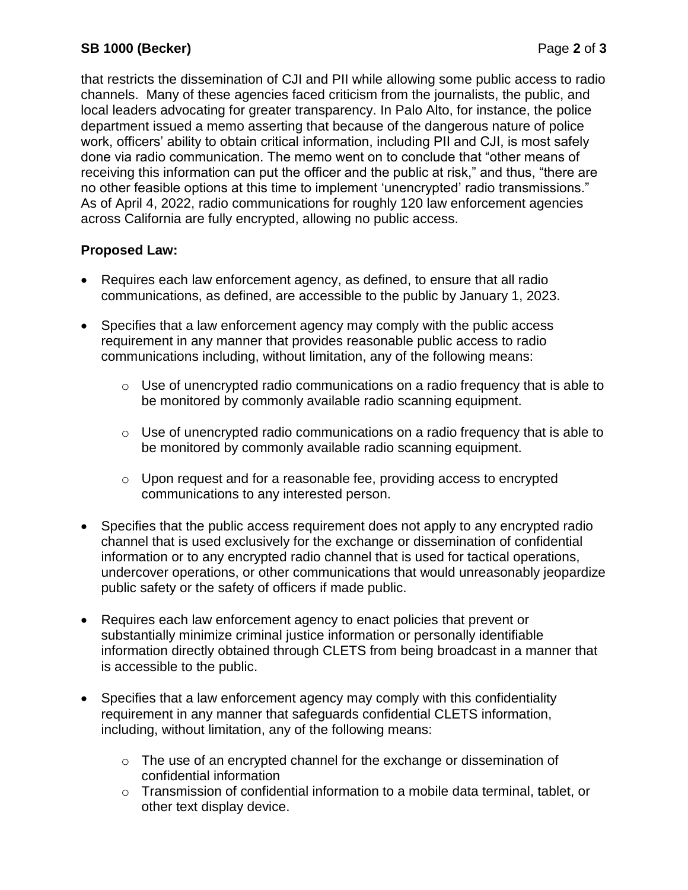that restricts the dissemination of CJI and PII while allowing some public access to radio channels. Many of these agencies faced criticism from the journalists, the public, and local leaders advocating for greater transparency. In Palo Alto, for instance, the police department issued a memo asserting that because of the dangerous nature of police work, officers' ability to obtain critical information, including PII and CJI, is most safely done via radio communication. The memo went on to conclude that "other means of receiving this information can put the officer and the public at risk," and thus, "there are no other feasible options at this time to implement 'unencrypted' radio transmissions." As of April 4, 2022, radio communications for roughly 120 law enforcement agencies across California are fully encrypted, allowing no public access.

**Proposed Law:**

- Requires each law enforcement agency, as defined, to ensure that all radio communications, as defined, are accessible to the public by January 1, 2023.
- Specifies that a law enforcement agency may comply with the public access requirement in any manner that provides reasonable public access to radio communications including, without limitation, any of the following means:
  - Use of unencrypted radio communications on a radio frequency that is able to be monitored by commonly available radio scanning equipment.
  - Use of unencrypted radio communications on a radio frequency that is able to be monitored by commonly available radio scanning equipment.
  - Upon request and for a reasonable fee, providing access to encrypted communications to any interested person.
- Specifies that the public access requirement does not apply to any encrypted radio channel that is used exclusively for the exchange or dissemination of confidential information or to any encrypted radio channel that is used for tactical operations, undercover operations, or other communications that would unreasonably jeopardize public safety or the safety of officers if made public.
- Requires each law enforcement agency to enact policies that prevent or substantially minimize criminal justice information or personally identifiable information directly obtained through CLETS from being broadcast in a manner that is accessible to the public.
- Specifies that a law enforcement agency may comply with this confidentiality requirement in any manner that safeguards confidential CLETS information, including, without limitation, any of the following means:
  - The use of an encrypted channel for the exchange or dissemination of confidential information
  - Transmission of confidential information to a mobile data terminal, tablet, or other text display device.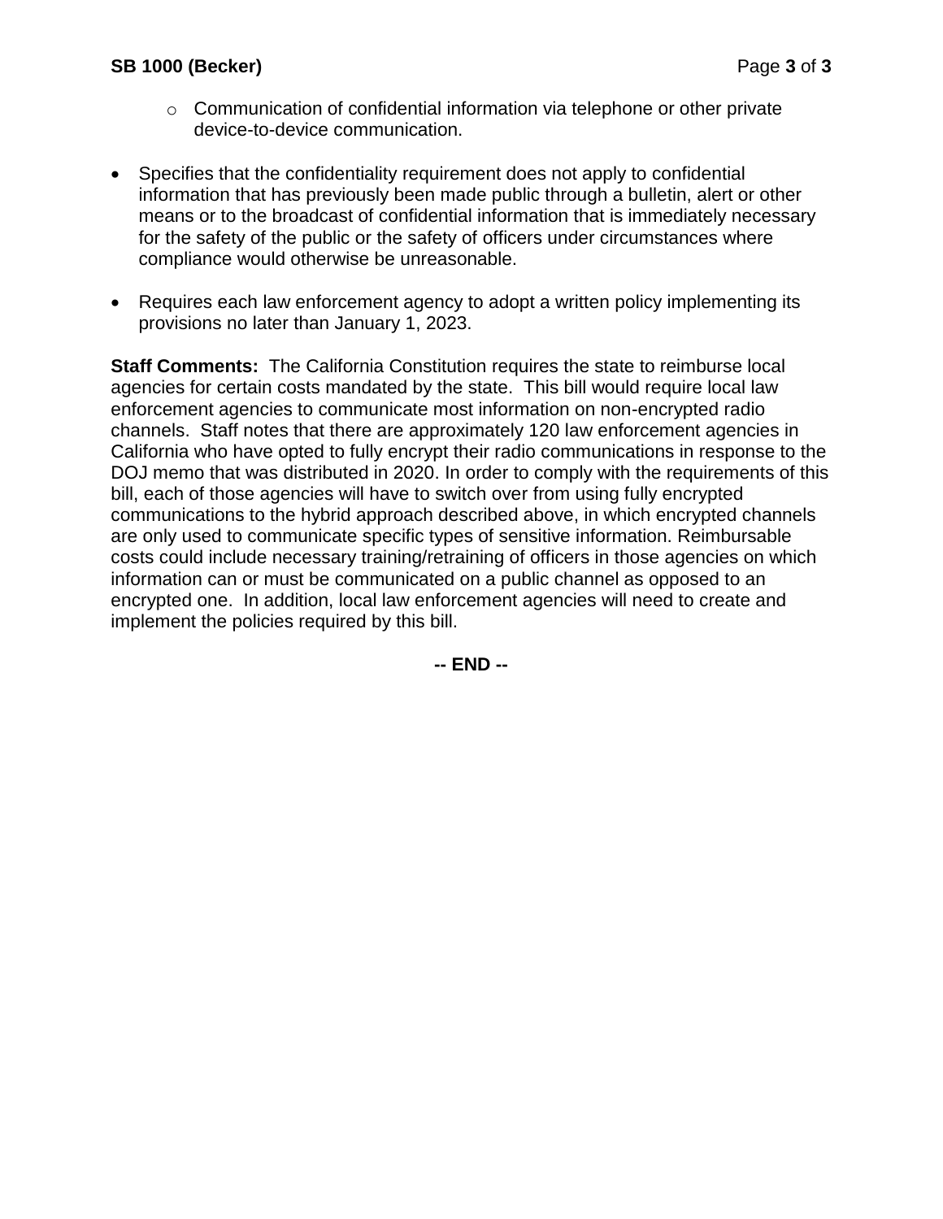- Communication of confidential information via telephone or other private device-to-device communication.

- Specifies that the confidentiality requirement does not apply to confidential information that has previously been made public through a bulletin, alert or other means or to the broadcast of confidential information that is immediately necessary for the safety of the public or the safety of officers under circumstances where compliance would otherwise be unreasonable.

- Requires each law enforcement agency to adopt a written policy implementing its provisions no later than January 1, 2023.

**Staff Comments:** The California Constitution requires the state to reimburse local agencies for certain costs mandated by the state. This bill would require local law enforcement agencies to communicate most information on non-encrypted radio channels. Staff notes that there are approximately 120 law enforcement agencies in California who have opted to fully encrypt their radio communications in response to the DOJ memo that was distributed in 2020. In order to comply with the requirements of this bill, each of those agencies will have to switch over from using fully encrypted communications to the hybrid approach described above, in which encrypted channels are only used to communicate specific types of sensitive information. Reimbursable costs could include necessary training/retraining of officers in those agencies on which information can or must be communicated on a public channel as opposed to an encrypted one. In addition, local law enforcement agencies will need to create and implement the policies required by this bill.

**-- END --**